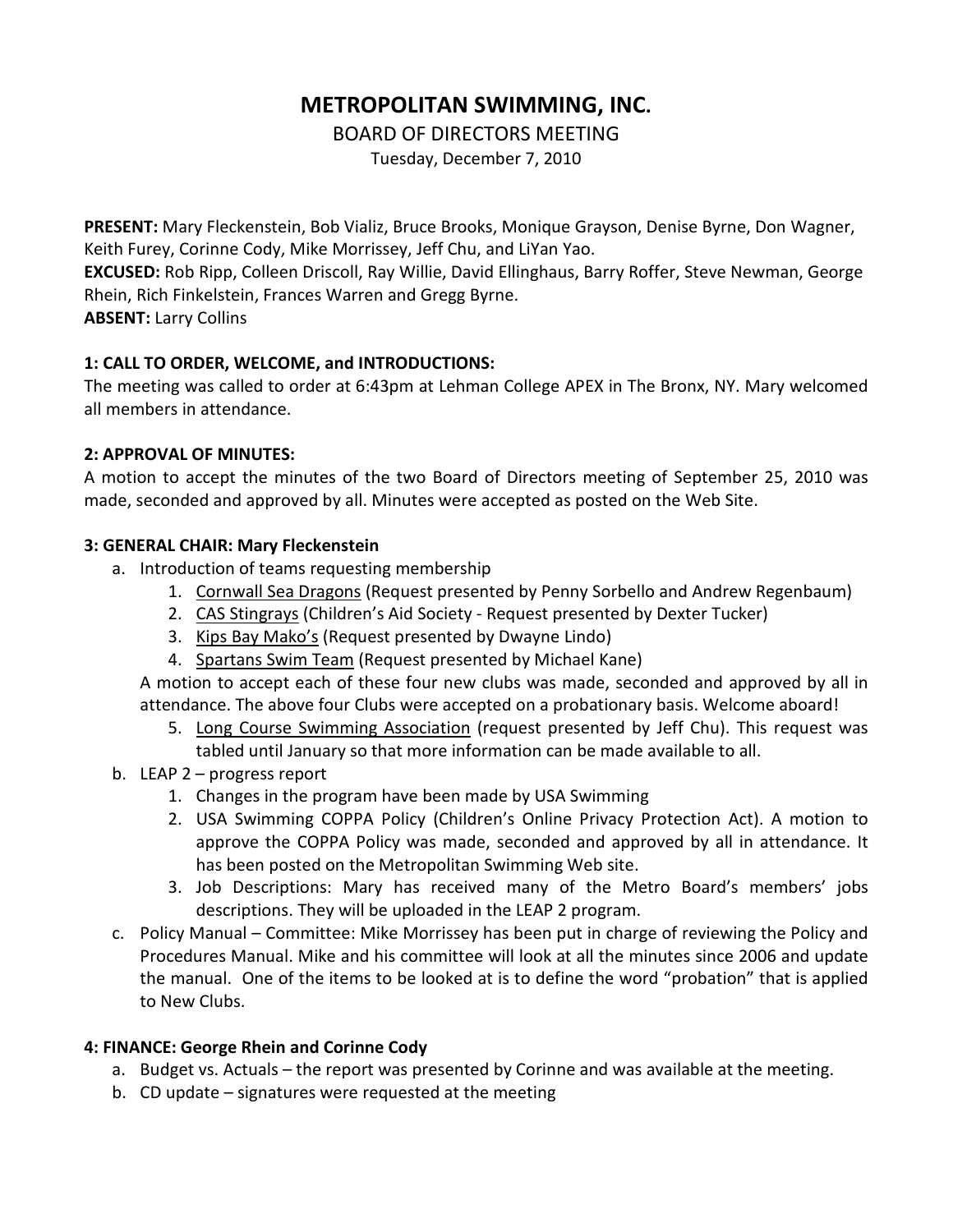# METROPOLITAN SWIMMING, INC.

BOARD OF DIRECTORS MEETING

Tuesday, December 7, 2010

**PRESENT:** Mary Fleckenstein, Bob Vializ, Bruce Brooks, Monique Grayson, Denise Byrne, Don Wagner, Keith Furey, Corinne Cody, Mike Morrissey, Jeff Chu, and LiYan Yao.
**EXCUSED:** Rob Ripp, Colleen Driscoll, Ray Willie, David Ellinghaus, Barry Roffer, Steve Newman, George Rhein, Rich Finkelstein, Frances Warren and Gregg Byrne.
**ABSENT:** Larry Collins

**1: CALL TO ORDER, WELCOME, and INTRODUCTIONS:**
The meeting was called to order at 6:43pm at Lehman College APEX in The Bronx, NY. Mary welcomed all members in attendance.

**2: APPROVAL OF MINUTES:**
A motion to accept the minutes of the two Board of Directors meeting of September 25, 2010 was made, seconded and approved by all. Minutes were accepted as posted on the Web Site.

**3: GENERAL CHAIR: Mary Fleckenstein**

a. Introduction of teams requesting membership
   1. Cornwall Sea Dragons (Request presented by Penny Sorbello and Andrew Regenbaum)
   2. CAS Stingrays (Children's Aid Society - Request presented by Dexter Tucker)
   3. Kips Bay Mako's (Request presented by Dwayne Lindo)
   4. Spartans Swim Team (Request presented by Michael Kane)

   A motion to accept each of these four new clubs was made, seconded and approved by all in attendance. The above four Clubs were accepted on a probationary basis. Welcome aboard!

   5. Long Course Swimming Association (request presented by Jeff Chu). This request was tabled until January so that more information can be made available to all.

b. LEAP 2 – progress report
   1. Changes in the program have been made by USA Swimming
   2. USA Swimming COPPA Policy (Children's Online Privacy Protection Act). A motion to approve the COPPA Policy was made, seconded and approved by all in attendance. It has been posted on the Metropolitan Swimming Web site.
   3. Job Descriptions: Mary has received many of the Metro Board's members' jobs descriptions. They will be uploaded in the LEAP 2 program.

c. Policy Manual – Committee: Mike Morrissey has been put in charge of reviewing the Policy and Procedures Manual. Mike and his committee will look at all the minutes since 2006 and update the manual. One of the items to be looked at is to define the word "probation" that is applied to New Clubs.

**4: FINANCE: George Rhein and Corinne Cody**

a. Budget vs. Actuals – the report was presented by Corinne and was available at the meeting.
b. CD update – signatures were requested at the meeting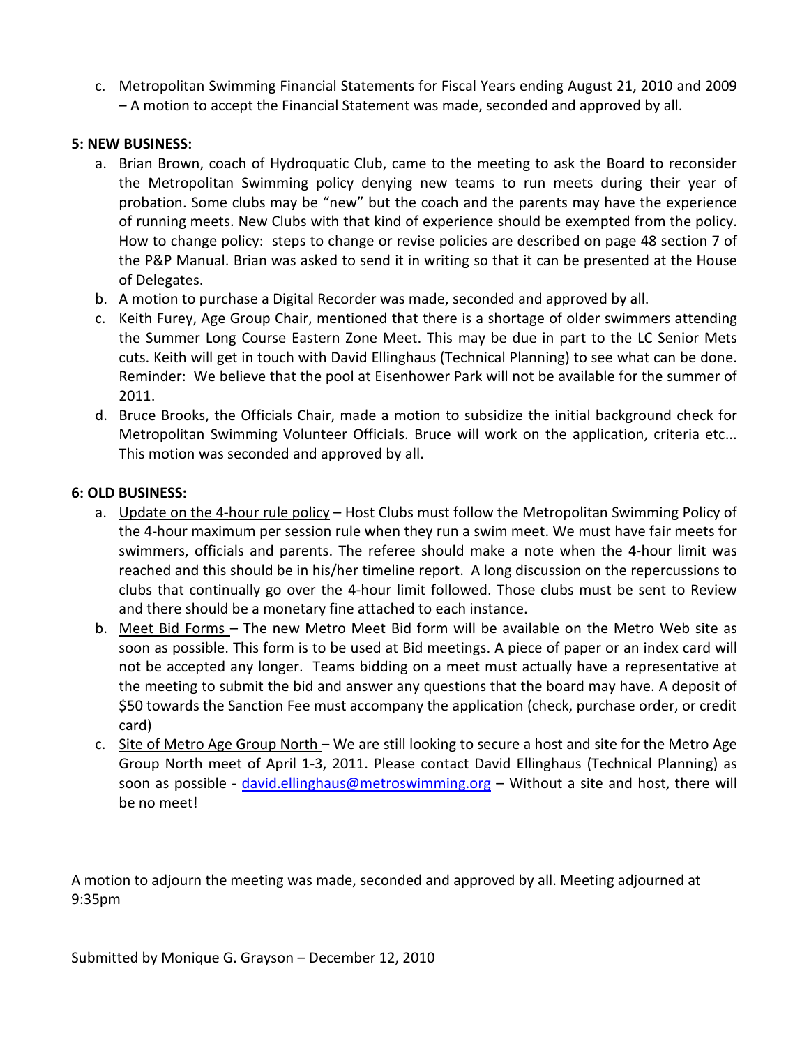c. Metropolitan Swimming Financial Statements for Fiscal Years ending August 21, 2010 and 2009 – A motion to accept the Financial Statement was made, seconded and approved by all.

**5: NEW BUSINESS:**

a. Brian Brown, coach of Hydroquatic Club, came to the meeting to ask the Board to reconsider the Metropolitan Swimming policy denying new teams to run meets during their year of probation. Some clubs may be "new" but the coach and the parents may have the experience of running meets. New Clubs with that kind of experience should be exempted from the policy. How to change policy: steps to change or revise policies are described on page 48 section 7 of the P&P Manual. Brian was asked to send it in writing so that it can be presented at the House of Delegates.

b. A motion to purchase a Digital Recorder was made, seconded and approved by all.

c. Keith Furey, Age Group Chair, mentioned that there is a shortage of older swimmers attending the Summer Long Course Eastern Zone Meet. This may be due in part to the LC Senior Mets cuts. Keith will get in touch with David Ellinghaus (Technical Planning) to see what can be done. Reminder: We believe that the pool at Eisenhower Park will not be available for the summer of 2011.

d. Bruce Brooks, the Officials Chair, made a motion to subsidize the initial background check for Metropolitan Swimming Volunteer Officials. Bruce will work on the application, criteria etc... This motion was seconded and approved by all.

**6: OLD BUSINESS:**

a. <u>Update on the 4-hour rule policy</u> – Host Clubs must follow the Metropolitan Swimming Policy of the 4-hour maximum per session rule when they run a swim meet. We must have fair meets for swimmers, officials and parents. The referee should make a note when the 4-hour limit was reached and this should be in his/her timeline report. A long discussion on the repercussions to clubs that continually go over the 4-hour limit followed. Those clubs must be sent to Review and there should be a monetary fine attached to each instance.

b. <u>Meet Bid Forms</u> – The new Metro Meet Bid form will be available on the Metro Web site as soon as possible. This form is to be used at Bid meetings. A piece of paper or an index card will not be accepted any longer. Teams bidding on a meet must actually have a representative at the meeting to submit the bid and answer any questions that the board may have. A deposit of $50 towards the Sanction Fee must accompany the application (check, purchase order, or credit card)

c. <u>Site of Metro Age Group North</u> – We are still looking to secure a host and site for the Metro Age Group North meet of April 1-3, 2011. Please contact David Ellinghaus (Technical Planning) as soon as possible - david.ellinghaus@metroswimming.org – Without a site and host, there will be no meet!

A motion to adjourn the meeting was made, seconded and approved by all. Meeting adjourned at 9:35pm

Submitted by Monique G. Grayson – December 12, 2010